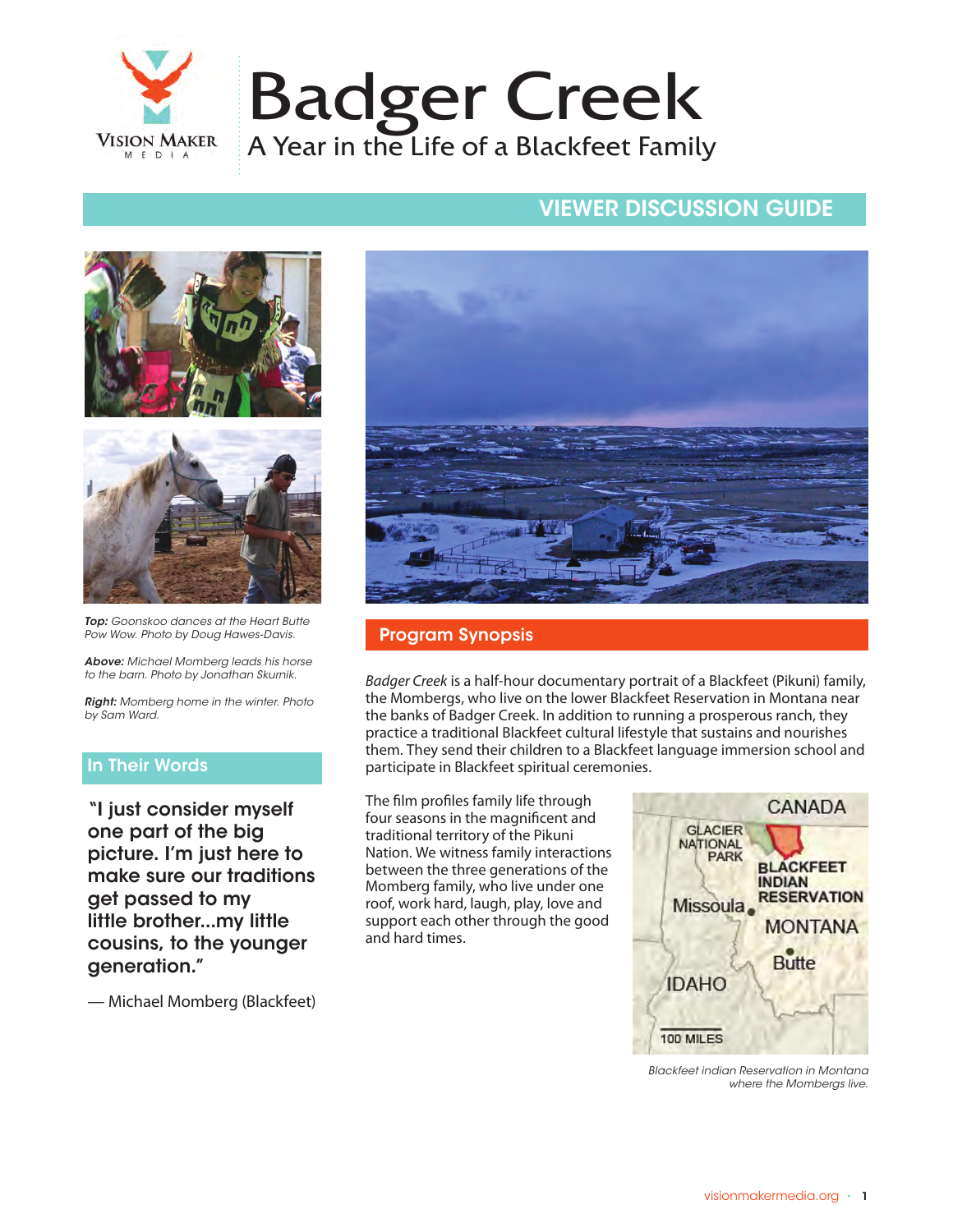Vision Maker Media

# Badger Creek

A Year in the Life of a Blackfeet Family

## VIEWER DISCUSSION GUIDE

***Top:*** *Goonskoo dances at the Heart Butte Pow Wow. Photo by Doug Hawes-Davis.*

***Above:*** *Michael Momberg leads his horse to the barn. Photo by Jonathan Skurnik.*

***Right:*** *Momberg home in the winter. Photo by Sam Ward.*

## Program Synopsis

*Badger Creek* is a half-hour documentary portrait of a Blackfeet (Pikuni) family, the Mombergs, who live on the lower Blackfeet Reservation in Montana near the banks of Badger Creek. In addition to running a prosperous ranch, they practice a traditional Blackfeet cultural lifestyle that sustains and nourishes them. They send their children to a Blackfeet language immersion school and participate in Blackfeet spiritual ceremonies.

The film profiles family life through four seasons in the magnificent and traditional territory of the Pikuni Nation. We witness family interactions between the three generations of the Momberg family, who live under one roof, work hard, laugh, play, love and support each other through the good and hard times.

*Blackfeet indian Reservation in Montana where the Mombergs live.*

## In Their Words

**"I just consider myself one part of the big picture. I'm just here to make sure our traditions get passed to my little brother...my little cousins, to the younger generation."**

— Michael Momberg (Blackfeet)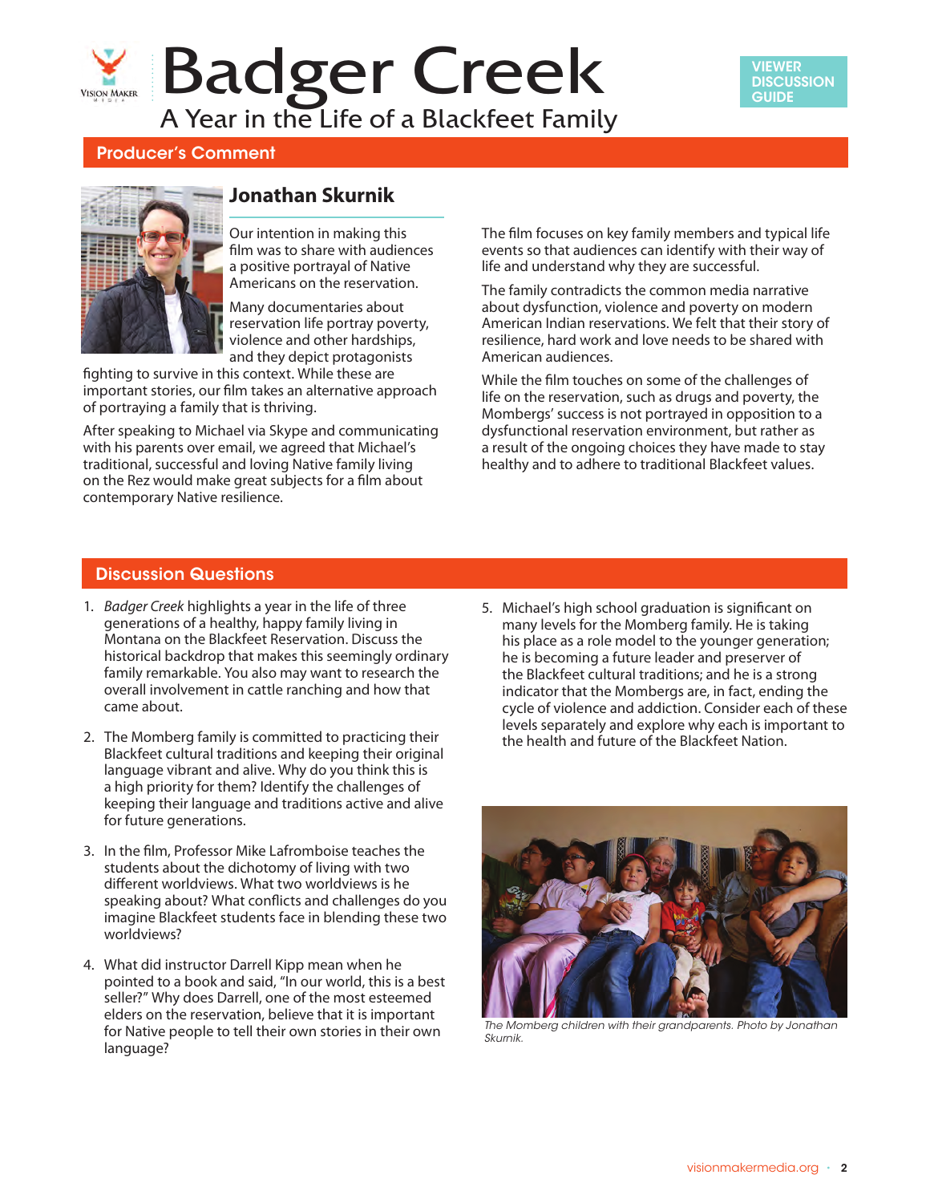# Badger Creek

A Year in the Life of a Blackfeet Family

VIEWER DISCUSSION GUIDE

## Producer's Comment

### Jonathan Skurnik

Our intention in making this film was to share with audiences a positive portrayal of Native Americans on the reservation.

Many documentaries about reservation life portray poverty, violence and other hardships, and they depict protagonists fighting to survive in this context. While these are important stories, our film takes an alternative approach of portraying a family that is thriving.

After speaking to Michael via Skype and communicating with his parents over email, we agreed that Michael's traditional, successful and loving Native family living on the Rez would make great subjects for a film about contemporary Native resilience.

The film focuses on key family members and typical life events so that audiences can identify with their way of life and understand why they are successful.

The family contradicts the common media narrative about dysfunction, violence and poverty on modern American Indian reservations. We felt that their story of resilience, hard work and love needs to be shared with American audiences.

While the film touches on some of the challenges of life on the reservation, such as drugs and poverty, the Mombergs' success is not portrayed in opposition to a dysfunctional reservation environment, but rather as a result of the ongoing choices they have made to stay healthy and to adhere to traditional Blackfeet values.

## Discussion Questions

1. *Badger Creek* highlights a year in the life of three generations of a healthy, happy family living in Montana on the Blackfeet Reservation. Discuss the historical backdrop that makes this seemingly ordinary family remarkable. You also may want to research the overall involvement in cattle ranching and how that came about.

2. The Momberg family is committed to practicing their Blackfeet cultural traditions and keeping their original language vibrant and alive. Why do you think this is a high priority for them? Identify the challenges of keeping their language and traditions active and alive for future generations.

3. In the film, Professor Mike Lafromboise teaches the students about the dichotomy of living with two different worldviews. What two worldviews is he speaking about? What conflicts and challenges do you imagine Blackfeet students face in blending these two worldviews?

4. What did instructor Darrell Kipp mean when he pointed to a book and said, "In our world, this is a best seller?" Why does Darrell, one of the most esteemed elders on the reservation, believe that it is important for Native people to tell their own stories in their own language?

5. Michael's high school graduation is significant on many levels for the Momberg family. He is taking his place as a role model to the younger generation; he is becoming a future leader and preserver of the Blackfeet cultural traditions; and he is a strong indicator that the Mombergs are, in fact, ending the cycle of violence and addiction. Consider each of these levels separately and explore why each is important to the health and future of the Blackfeet Nation.

*The Momberg children with their grandparents. Photo by Jonathan Skurnik.*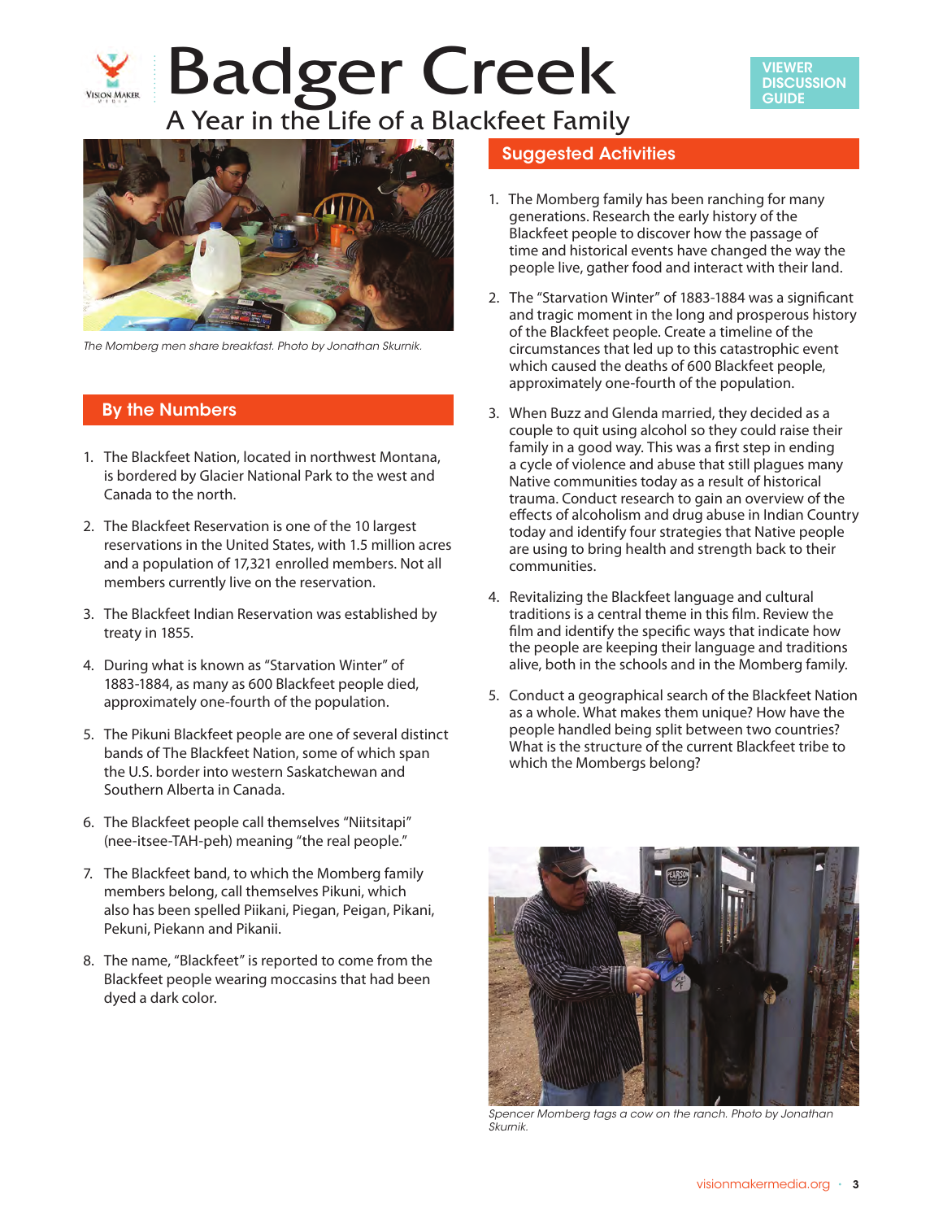# Badger Creek

## A Year in the Life of a Blackfeet Family

VIEWER DISCUSSION GUIDE

*The Momberg men share breakfast. Photo by Jonathan Skurnik.*

## By the Numbers

1. The Blackfeet Nation, located in northwest Montana, is bordered by Glacier National Park to the west and Canada to the north.
2. The Blackfeet Reservation is one of the 10 largest reservations in the United States, with 1.5 million acres and a population of 17,321 enrolled members. Not all members currently live on the reservation.
3. The Blackfeet Indian Reservation was established by treaty in 1855.
4. During what is known as "Starvation Winter" of 1883-1884, as many as 600 Blackfeet people died, approximately one-fourth of the population.
5. The Pikuni Blackfeet people are one of several distinct bands of The Blackfeet Nation, some of which span the U.S. border into western Saskatchewan and Southern Alberta in Canada.
6. The Blackfeet people call themselves "Niitsitapi" (nee-itsee-TAH-peh) meaning "the real people."
7. The Blackfeet band, to which the Momberg family members belong, call themselves Pikuni, which also has been spelled Piikani, Piegan, Peigan, Pikani, Pekuni, Piekann and Pikanii.
8. The name, "Blackfeet" is reported to come from the Blackfeet people wearing moccasins that had been dyed a dark color.

## Suggested Activities

1. The Momberg family has been ranching for many generations. Research the early history of the Blackfeet people to discover how the passage of time and historical events have changed the way the people live, gather food and interact with their land.
2. The "Starvation Winter" of 1883-1884 was a significant and tragic moment in the long and prosperous history of the Blackfeet people. Create a timeline of the circumstances that led up to this catastrophic event which caused the deaths of 600 Blackfeet people, approximately one-fourth of the population.
3. When Buzz and Glenda married, they decided as a couple to quit using alcohol so they could raise their family in a good way. This was a first step in ending a cycle of violence and abuse that still plagues many Native communities today as a result of historical trauma. Conduct research to gain an overview of the effects of alcoholism and drug abuse in Indian Country today and identify four strategies that Native people are using to bring health and strength back to their communities.
4. Revitalizing the Blackfeet language and cultural traditions is a central theme in this film. Review the film and identify the specific ways that indicate how the people are keeping their language and traditions alive, both in the schools and in the Momberg family.
5. Conduct a geographical search of the Blackfeet Nation as a whole. What makes them unique? How have the people handled being split between two countries? What is the structure of the current Blackfeet tribe to which the Mombergs belong?

*Spencer Momberg tags a cow on the ranch. Photo by Jonathan Skurnik.*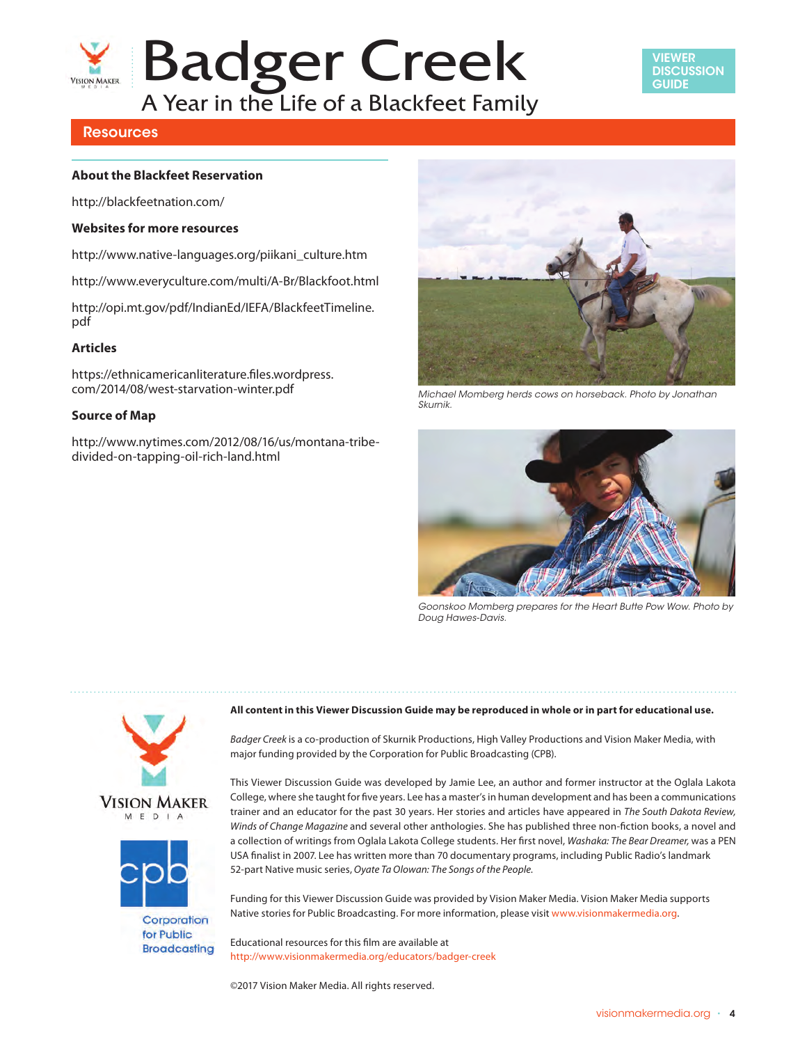# Badger Creek

## A Year in the Life of a Blackfeet Family

VIEWER DISCUSSION GUIDE

## Resources

### About the Blackfeet Reservation

http://blackfeetnation.com/

### Websites for more resources

http://www.native-languages.org/piikani_culture.htm

http://www.everyculture.com/multi/A-Br/Blackfoot.html

http://opi.mt.gov/pdf/IndianEd/IEFA/BlackfeetTimeline.pdf

### Articles

https://ethnicamericanliterature.files.wordpress.com/2014/08/west-starvation-winter.pdf

### Source of Map

http://www.nytimes.com/2012/08/16/us/montana-tribe-divided-on-tapping-oil-rich-land.html

*Michael Momberg herds cows on horseback. Photo by Jonathan Skurnik.*

*Goonskoo Momberg prepares for the Heart Butte Pow Wow. Photo by Doug Hawes-Davis.*

**All content in this Viewer Discussion Guide may be reproduced in whole or in part for educational use.**

*Badger Creek* is a co-production of Skurnik Productions, High Valley Productions and Vision Maker Media, with major funding provided by the Corporation for Public Broadcasting (CPB).

This Viewer Discussion Guide was developed by Jamie Lee, an author and former instructor at the Oglala Lakota College, where she taught for five years. Lee has a master's in human development and has been a communications trainer and an educator for the past 30 years. Her stories and articles have appeared in *The South Dakota Review, Winds of Change Magazine* and several other anthologies. She has published three non-fiction books, a novel and a collection of writings from Oglala Lakota College students. Her first novel, *Washaka: The Bear Dreamer,* was a PEN USA finalist in 2007. Lee has written more than 70 documentary programs, including Public Radio's landmark 52-part Native music series, *Oyate Ta Olowan: The Songs of the People.*

Funding for this Viewer Discussion Guide was provided by Vision Maker Media. Vision Maker Media supports Native stories for Public Broadcasting. For more information, please visit www.visionmakermedia.org.

Educational resources for this film are available at http://www.visionmakermedia.org/educators/badger-creek

©2017 Vision Maker Media. All rights reserved.